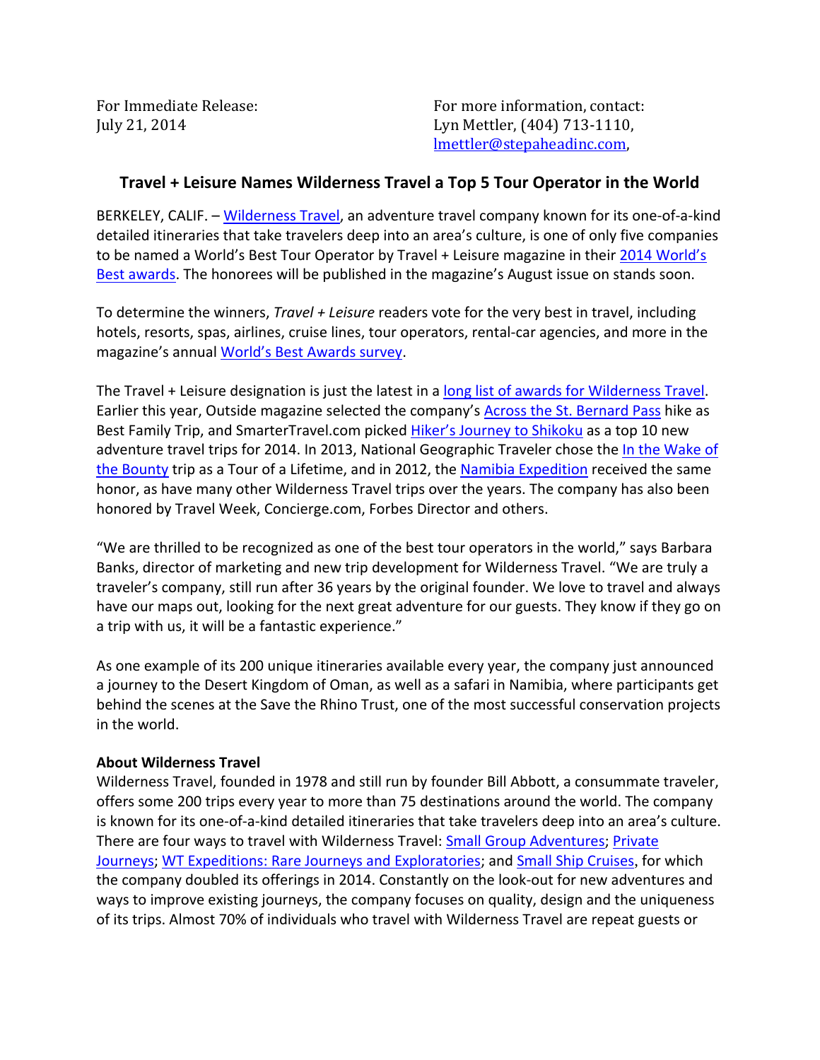For Immediate Release:
July 21, 2014

For more information, contact:
Lyn Mettler, (404) 713-1110,
lmettler@stepaheadinc.com,

## Travel + Leisure Names Wilderness Travel a Top 5 Tour Operator in the World

BERKELEY, CALIF. – Wilderness Travel, an adventure travel company known for its one-of-a-kind detailed itineraries that take travelers deep into an area's culture, is one of only five companies to be named a World's Best Tour Operator by Travel + Leisure magazine in their 2014 World's Best awards. The honorees will be published in the magazine's August issue on stands soon.

To determine the winners, *Travel + Leisure* readers vote for the very best in travel, including hotels, resorts, spas, airlines, cruise lines, tour operators, rental-car agencies, and more in the magazine's annual World's Best Awards survey.

The Travel + Leisure designation is just the latest in a long list of awards for Wilderness Travel. Earlier this year, Outside magazine selected the company's Across the St. Bernard Pass hike as Best Family Trip, and SmarterTravel.com picked Hiker's Journey to Shikoku as a top 10 new adventure travel trips for 2014. In 2013, National Geographic Traveler chose the In the Wake of the Bounty trip as a Tour of a Lifetime, and in 2012, the Namibia Expedition received the same honor, as have many other Wilderness Travel trips over the years. The company has also been honored by Travel Week, Concierge.com, Forbes Director and others.

"We are thrilled to be recognized as one of the best tour operators in the world," says Barbara Banks, director of marketing and new trip development for Wilderness Travel. "We are truly a traveler's company, still run after 36 years by the original founder. We love to travel and always have our maps out, looking for the next great adventure for our guests. They know if they go on a trip with us, it will be a fantastic experience."

As one example of its 200 unique itineraries available every year, the company just announced a journey to the Desert Kingdom of Oman, as well as a safari in Namibia, where participants get behind the scenes at the Save the Rhino Trust, one of the most successful conservation projects in the world.

**About Wilderness Travel**
Wilderness Travel, founded in 1978 and still run by founder Bill Abbott, a consummate traveler, offers some 200 trips every year to more than 75 destinations around the world. The company is known for its one-of-a-kind detailed itineraries that take travelers deep into an area's culture. There are four ways to travel with Wilderness Travel: Small Group Adventures; Private Journeys; WT Expeditions: Rare Journeys and Exploratories; and Small Ship Cruises, for which the company doubled its offerings in 2014. Constantly on the look-out for new adventures and ways to improve existing journeys, the company focuses on quality, design and the uniqueness of its trips. Almost 70% of individuals who travel with Wilderness Travel are repeat guests or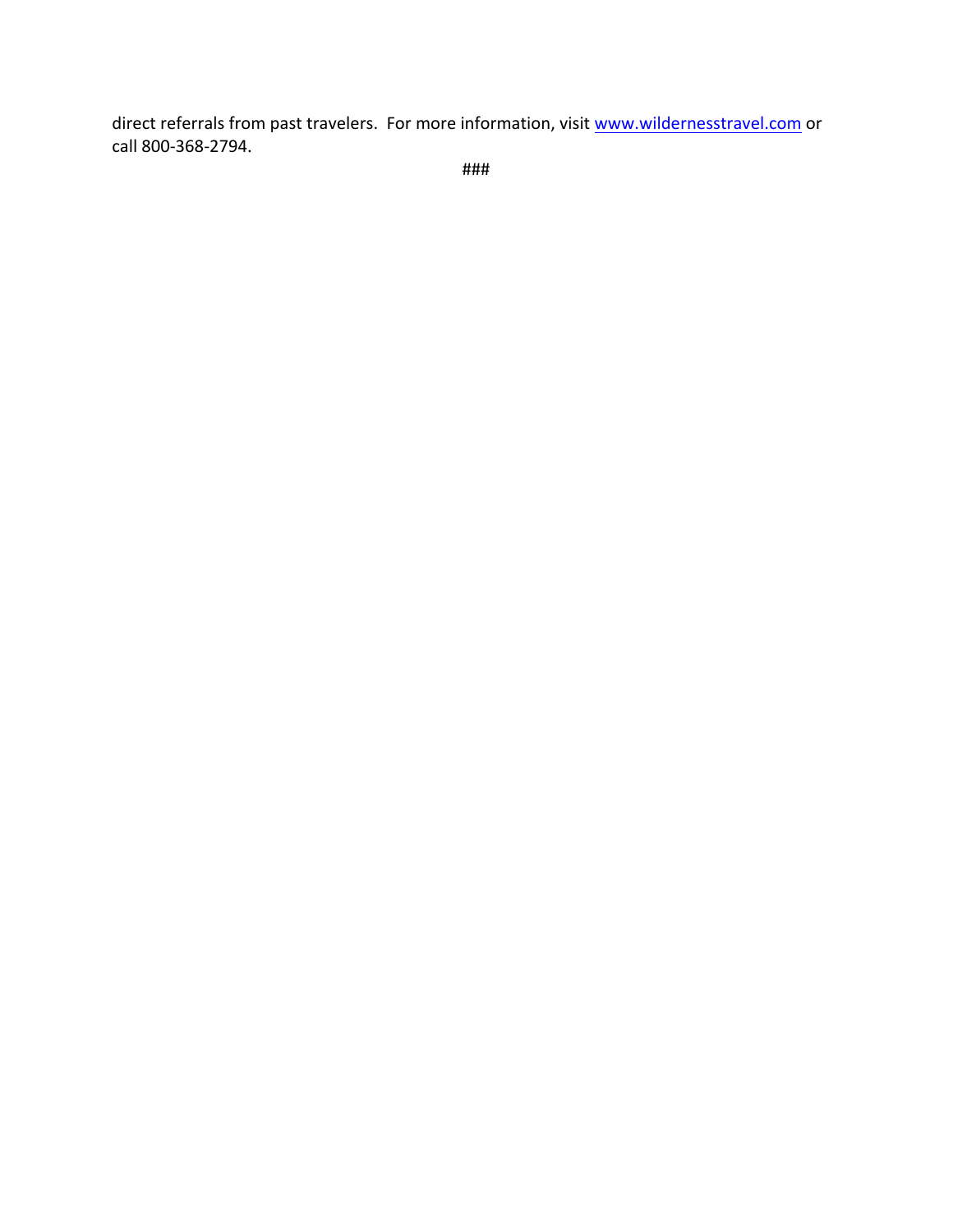direct referrals from past travelers. For more information, visit [www.wildernesstravel.com](http://www.wildernesstravel.com) or call 800-368-2794.

###